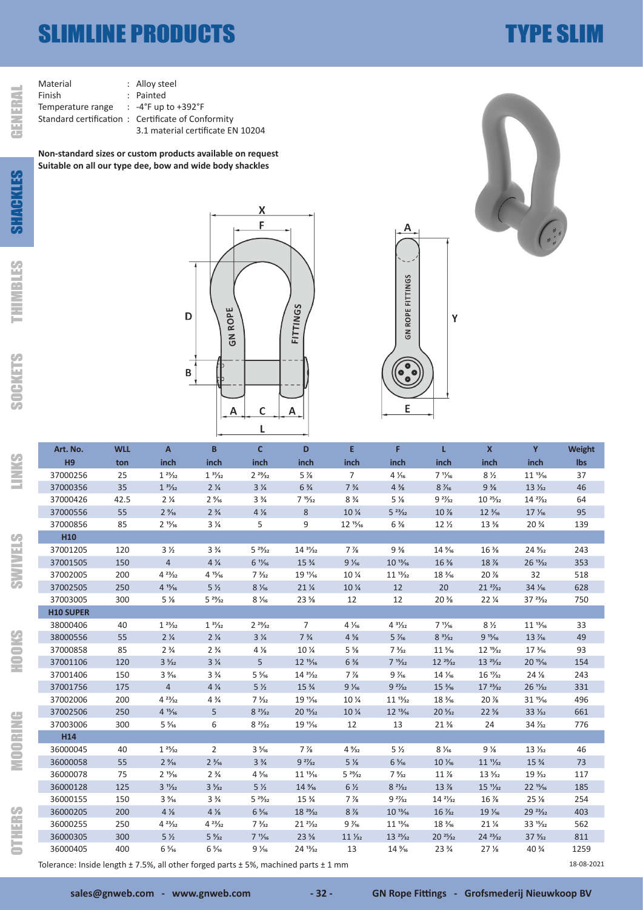# SLIMLINE PRODUCTS

## TYPE SLIM

Material : Alloy steel
Finish : Painted
Temperature range : -4°F up to +392°F
Standard certification : Certificate of Conformity
3.1 material certificate EN 10204

**Non-standard sizes or custom products available on request**
**Suitable on all our type dee, bow and wide body shackles**

| Art. No. | WLL | A | B | C | D | E | F | L | X | Y | Weight |
|---|---|---|---|---|---|---|---|---|---|---|---|
| H9 | ton | inch | inch | inch | inch | inch | inch | inch | inch | inch | lbs |
| 37000256 | 25 | 1 25/32 | 1 31/32 | 2 29/32 | 5 7/8 | 7 | 4 1/16 | 7 11/16 | 8 1/2 | 11 13/16 | 37 |
| 37000356 | 35 | 1 31/32 | 2 1/4 | 3 1/4 | 6 3/4 | 7 3/4 | 4 3/8 | 8 7/16 | 9 3/8 | 13 1/32 | 46 |
| 37000426 | 42.5 | 2 1/4 | 2 9/16 | 3 3/4 | 7 15/32 | 8 3/4 | 5 1/8 | 9 27/32 | 10 25/32 | 14 27/32 | 64 |
| 37000556 | 55 | 2 9/16 | 2 3/4 | 4 1/8 | 8 | 10 1/4 | 5 23/32 | 10 7/8 | 12 3/16 | 17 1/16 | 95 |
| 37000856 | 85 | 2 15/16 | 3 1/4 | 5 | 9 | 12 15/16 | 6 3/8 | 12 1/2 | 13 3/8 | 20 3/4 | 139 |
| **H10** | | | | | | | | | | | |
| 37001205 | 120 | 3 1/2 | 3 3/4 | 5 29/32 | 14 31/32 | 7 7/8 | 9 3/8 | 14 9/16 | 16 3/8 | 24 5/32 | 243 |
| 37001505 | 150 | 4 | 4 1/4 | 6 11/16 | 15 3/4 | 9 1/16 | 10 13/16 | 16 3/8 | 18 7/8 | 26 13/32 | 353 |
| 37002005 | 200 | 4 23/32 | 4 15/16 | 7 3/32 | 19 11/16 | 10 1/4 | 11 13/32 | 18 3/16 | 20 7/8 | 32 | 518 |
| 37002505 | 250 | 4 15/16 | 5 1/2 | 8 1/16 | 21 1/4 | 10 1/4 | 12 | 20 | 21 27/32 | 34 1/16 | 628 |
| 37003005 | 300 | 5 1/8 | 5 29/32 | 8 1/16 | 23 5/8 | 12 | 12 | 20 5/8 | 22 1/4 | 37 23/32 | 750 |
| **H10 SUPER** | | | | | | | | | | | |
| 38000406 | 40 | 1 25/32 | 1 31/32 | 2 29/32 | 7 | 4 1/16 | 4 31/32 | 7 11/16 | 8 1/2 | 11 13/16 | 33 |
| 38000556 | 55 | 2 1/4 | 2 1/4 | 3 1/4 | 7 3/4 | 4 3/8 | 5 7/16 | 8 31/32 | 9 15/16 | 13 7/16 | 49 |
| 37000858 | 85 | 2 3/4 | 2 3/4 | 4 1/8 | 10 1/4 | 5 5/8 | 7 5/32 | 11 5/16 | 12 19/32 | 17 3/16 | 93 |
| 37001106 | 120 | 3 5/32 | 3 1/4 | 5 | 12 15/16 | 6 3/8 | 7 15/32 | 12 29/32 | 13 25/32 | 20 15/16 | 154 |
| 37001406 | 150 | 3 9/16 | 3 3/4 | 5 5/16 | 14 31/32 | 7 7/8 | 9 7/16 | 14 1/16 | 16 17/32 | 24 1/8 | 243 |
| 37001756 | 175 | 4 | 4 1/4 | 5 1/2 | 15 3/4 | 9 1/16 | 9 27/32 | 15 3/16 | 17 23/32 | 26 11/32 | 331 |
| 37002006 | 200 | 4 23/32 | 4 3/4 | 7 3/32 | 19 11/16 | 10 1/4 | 11 13/32 | 18 3/16 | 20 7/8 | 31 15/16 | 496 |
| 37002506 | 250 | 4 15/16 | 5 | 8 21/32 | 20 15/32 | 10 1/4 | 12 13/16 | 20 5/32 | 22 5/8 | 33 1/32 | 661 |
| 37003006 | 300 | 5 5/16 | 6 | 8 21/32 | 19 11/16 | 12 | 13 | 21 5/8 | 24 | 34 7/32 | 776 |
| **H14** | | | | | | | | | | | |
| 36000045 | 40 | 1 25/32 | 2 | 3 5/16 | 7 7/8 | 4 5/32 | 5 1/2 | 8 1/16 | 9 1/8 | 13 1/32 | 46 |
| 36000058 | 55 | 2 3/16 | 2 3/16 | 3 3/4 | 9 27/32 | 5 1/8 | 6 5/16 | 10 1/16 | 11 11/32 | 15 3/4 | 73 |
| 36000078 | 75 | 2 15/16 | 2 3/4 | 4 5/16 | 11 13/16 | 5 23/32 | 7 9/32 | 11 7/8 | 13 5/32 | 19 3/32 | 117 |
| 36000128 | 125 | 3 11/32 | 3 5/32 | 5 1/2 | 14 9/16 | 6 1/2 | 8 21/32 | 13 7/8 | 15 11/32 | 22 15/16 | 185 |
| 36000155 | 150 | 3 9/16 | 3 3/4 | 5 29/32 | 15 3/4 | 7 7/8 | 9 27/32 | 14 21/32 | 16 7/8 | 25 1/8 | 254 |
| 36000205 | 200 | 4 1/8 | 4 1/8 | 6 5/16 | 18 29/32 | 8 7/8 | 10 13/16 | 16 7/32 | 19 1/16 | 29 23/32 | 403 |
| 36000255 | 250 | 4 23/32 | 4 23/32 | 7 3/32 | 21 21/32 | 9 7/16 | 11 13/16 | 18 3/16 | 21 1/4 | 33 15/32 | 562 |
| 36000305 | 300 | 5 1/2 | 5 5/32 | 7 1/16 | 23 5/8 | 11 1/32 | 13 25/32 | 20 23/32 | 24 23/32 | 37 5/32 | 811 |
| 36000405 | 400 | 6 5/16 | 6 5/16 | 9 1/16 | 24 13/32 | 13 | 14 9/16 | 23 3/4 | 27 1/8 | 40 3/4 | 1259 |

Tolerance: Inside length ± 7.5%, all other forged parts ± 5%, machined parts ± 1 mm

18-08-2021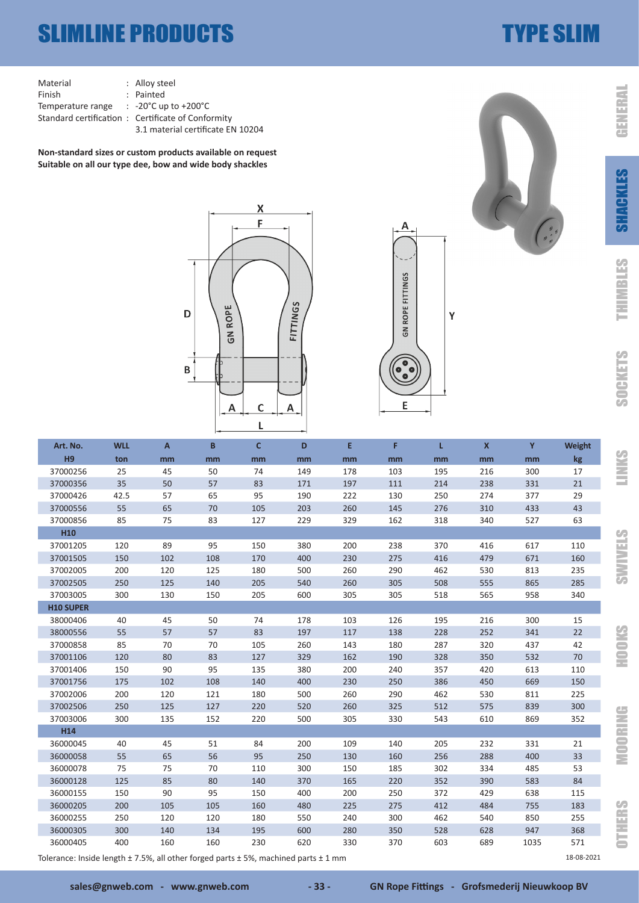# SLIMLINE PRODUCTS

# TYPE SLIM

Material : Alloy steel
Finish : Painted
Temperature range : -20°C up to +200°C
Standard certification : Certificate of Conformity
3.1 material certificate EN 10204

**Non-standard sizes or custom products available on request**
**Suitable on all our type dee, bow and wide body shackles**

X
F
D
B
A C A
L
GN ROPE
FITTINGS
A
Y
E
GN ROPE FITTINGS

| Art. No. | WLL | A | B | C | D | E | F | L | X | Y | Weight |
|---|---|---|---|---|---|---|---|---|---|---|---|
| **H9** | **ton** | **mm** | **mm** | **mm** | **mm** | **mm** | **mm** | **mm** | **mm** | **mm** | **kg** |
| 37000256 | 25 | 45 | 50 | 74 | 149 | 178 | 103 | 195 | 216 | 300 | 17 |
| 37000356 | 35 | 50 | 57 | 83 | 171 | 197 | 111 | 214 | 238 | 331 | 21 |
| 37000426 | 42.5 | 57 | 65 | 95 | 190 | 222 | 130 | 250 | 274 | 377 | 29 |
| 37000556 | 55 | 65 | 70 | 105 | 203 | 260 | 145 | 276 | 310 | 433 | 43 |
| 37000856 | 85 | 75 | 83 | 127 | 229 | 329 | 162 | 318 | 340 | 527 | 63 |
| **H10** | | | | | | | | | | | |
| 37001205 | 120 | 89 | 95 | 150 | 380 | 200 | 238 | 370 | 416 | 617 | 110 |
| 37001505 | 150 | 102 | 108 | 170 | 400 | 230 | 275 | 416 | 479 | 671 | 160 |
| 37002005 | 200 | 120 | 125 | 180 | 500 | 260 | 290 | 462 | 530 | 813 | 235 |
| 37002505 | 250 | 125 | 140 | 205 | 540 | 260 | 305 | 508 | 555 | 865 | 285 |
| 37003005 | 300 | 130 | 150 | 205 | 600 | 305 | 305 | 518 | 565 | 958 | 340 |
| **H10 SUPER** | | | | | | | | | | | |
| 38000406 | 40 | 45 | 50 | 74 | 178 | 103 | 126 | 195 | 216 | 300 | 15 |
| 38000556 | 55 | 57 | 57 | 83 | 197 | 117 | 138 | 228 | 252 | 341 | 22 |
| 37000858 | 85 | 70 | 70 | 105 | 260 | 143 | 180 | 287 | 320 | 437 | 42 |
| 37001106 | 120 | 80 | 83 | 127 | 329 | 162 | 190 | 328 | 350 | 532 | 70 |
| 37001406 | 150 | 90 | 95 | 135 | 380 | 200 | 240 | 357 | 420 | 613 | 110 |
| 37001756 | 175 | 102 | 108 | 140 | 400 | 230 | 250 | 386 | 450 | 669 | 150 |
| 37002006 | 200 | 120 | 121 | 180 | 500 | 260 | 290 | 462 | 530 | 811 | 225 |
| 37002506 | 250 | 125 | 127 | 220 | 520 | 260 | 325 | 512 | 575 | 839 | 300 |
| 37003006 | 300 | 135 | 152 | 220 | 500 | 305 | 330 | 543 | 610 | 869 | 352 |
| **H14** | | | | | | | | | | | |
| 36000045 | 40 | 45 | 51 | 84 | 200 | 109 | 140 | 205 | 232 | 331 | 21 |
| 36000058 | 55 | 65 | 56 | 95 | 250 | 130 | 160 | 256 | 288 | 400 | 33 |
| 36000078 | 75 | 75 | 70 | 110 | 300 | 150 | 185 | 302 | 334 | 485 | 53 |
| 36000128 | 125 | 85 | 80 | 140 | 370 | 165 | 220 | 352 | 390 | 583 | 84 |
| 36000155 | 150 | 90 | 95 | 150 | 400 | 200 | 250 | 372 | 429 | 638 | 115 |
| 36000205 | 200 | 105 | 105 | 160 | 480 | 225 | 275 | 412 | 484 | 755 | 183 |
| 36000255 | 250 | 120 | 120 | 180 | 550 | 240 | 300 | 462 | 540 | 850 | 255 |
| 36000305 | 300 | 140 | 134 | 195 | 600 | 280 | 350 | 528 | 628 | 947 | 368 |
| 36000405 | 400 | 160 | 160 | 230 | 620 | 330 | 370 | 603 | 689 | 1035 | 571 |

Tolerance: Inside length ± 7.5%, all other forged parts ± 5%, machined parts ± 1 mm

18-08-2021